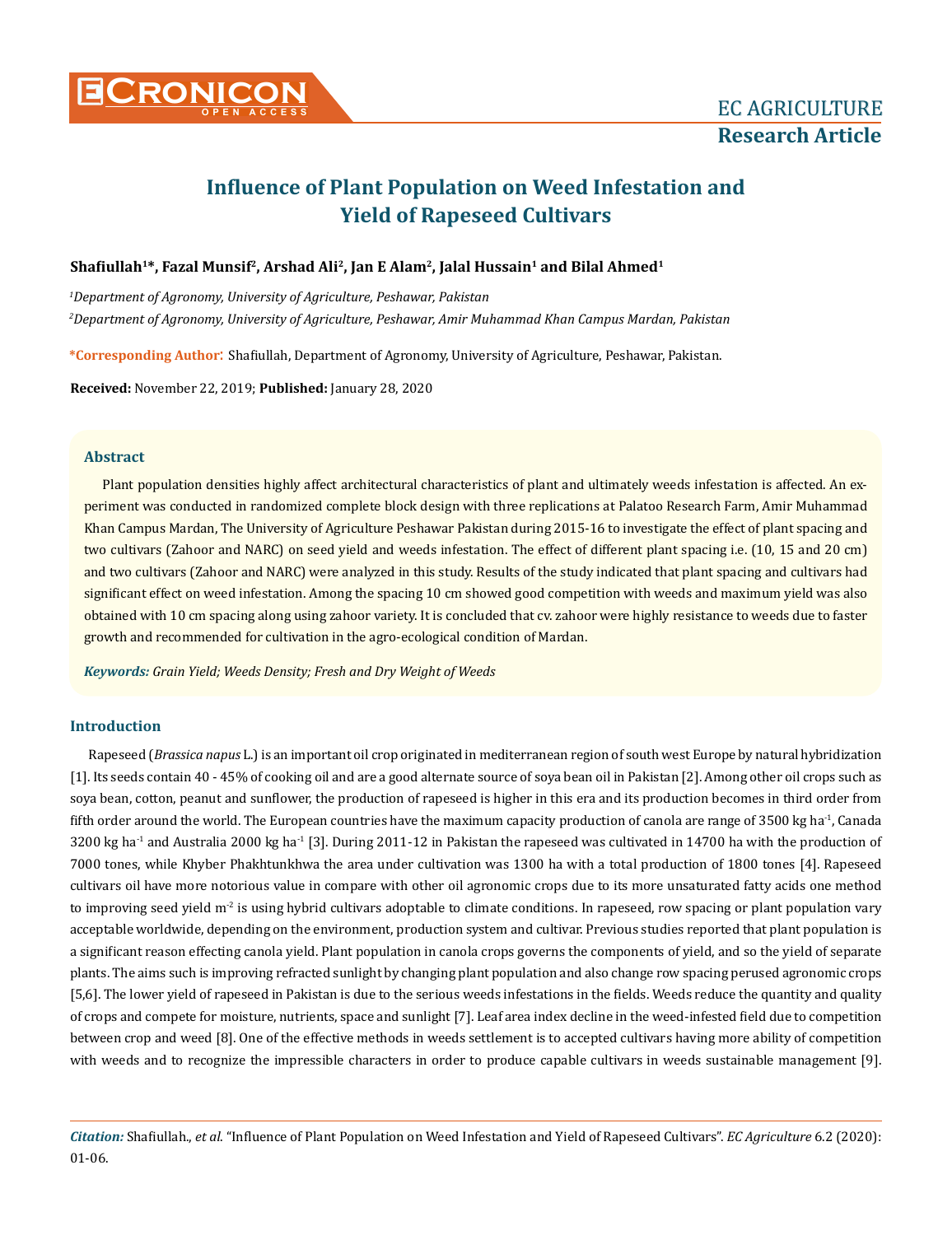# Influence of Plant Population on Weed Infestation and Yield of Rapeseed Cultivars

**Shafiullah[1]\*, Fazal Munsif[2], Arshad Ali[2], Jan E Alam[2], Jalal Hussain[1] and Bilal Ahmed[1]**

[1]*Department of Agronomy, University of Agriculture, Peshawar, Pakistan*

[2]*Department of Agronomy, University of Agriculture, Peshawar, Amir Muhammad Khan Campus Mardan, Pakistan*

**\*Corresponding Author**: Shafiullah, Department of Agronomy, University of Agriculture, Peshawar, Pakistan.

**Received:** November 22, 2019; **Published:** January 28, 2020

## Abstract

Plant population densities highly affect architectural characteristics of plant and ultimately weeds infestation is affected. An experiment was conducted in randomized complete block design with three replications at Palatoo Research Farm, Amir Muhammad Khan Campus Mardan, The University of Agriculture Peshawar Pakistan during 2015-16 to investigate the effect of plant spacing and two cultivars (Zahoor and NARC) on seed yield and weeds infestation. The effect of different plant spacing i.e. (10, 15 and 20 cm) and two cultivars (Zahoor and NARC) were analyzed in this study. Results of the study indicated that plant spacing and cultivars had significant effect on weed infestation. Among the spacing 10 cm showed good competition with weeds and maximum yield was also obtained with 10 cm spacing along using zahoor variety. It is concluded that cv. zahoor were highly resistance to weeds due to faster growth and recommended for cultivation in the agro-ecological condition of Mardan.

***Keywords:*** *Grain Yield; Weeds Density; Fresh and Dry Weight of Weeds*

## Introduction

Rapeseed (*Brassica napus* L.) is an important oil crop originated in mediterranean region of south west Europe by natural hybridization [1]. Its seeds contain 40 - 45% of cooking oil and are a good alternate source of soya bean oil in Pakistan [2]. Among other oil crops such as soya bean, cotton, peanut and sunflower, the production of rapeseed is higher in this era and its production becomes in third order from fifth order around the world. The European countries have the maximum capacity production of canola are range of 3500 kg $ha^{-1}$, Canada 3200 kg $ha^{-1}$ and Australia 2000 kg $ha^{-1}$ [3]. During 2011-12 in Pakistan the rapeseed was cultivated in 14700 ha with the production of 7000 tones, while Khyber Phakhtunkhwa the area under cultivation was 1300 ha with a total production of 1800 tones [4]. Rapeseed cultivars oil have more notorious value in compare with other oil agronomic crops due to its more unsaturated fatty acids one method to improving seed yield $m^{-2}$ is using hybrid cultivars adoptable to climate conditions. In rapeseed, row spacing or plant population vary acceptable worldwide, depending on the environment, production system and cultivar. Previous studies reported that plant population is a significant reason effecting canola yield. Plant population in canola crops governs the components of yield, and so the yield of separate plants. The aims such is improving refracted sunlight by changing plant population and also change row spacing perused agronomic crops [5,6]. The lower yield of rapeseed in Pakistan is due to the serious weeds infestations in the fields. Weeds reduce the quantity and quality of crops and compete for moisture, nutrients, space and sunlight [7]. Leaf area index decline in the weed-infested field due to competition between crop and weed [8]. One of the effective methods in weeds settlement is to accepted cultivars having more ability of competition with weeds and to recognize the impressible characters in order to produce capable cultivars in weeds sustainable management [9].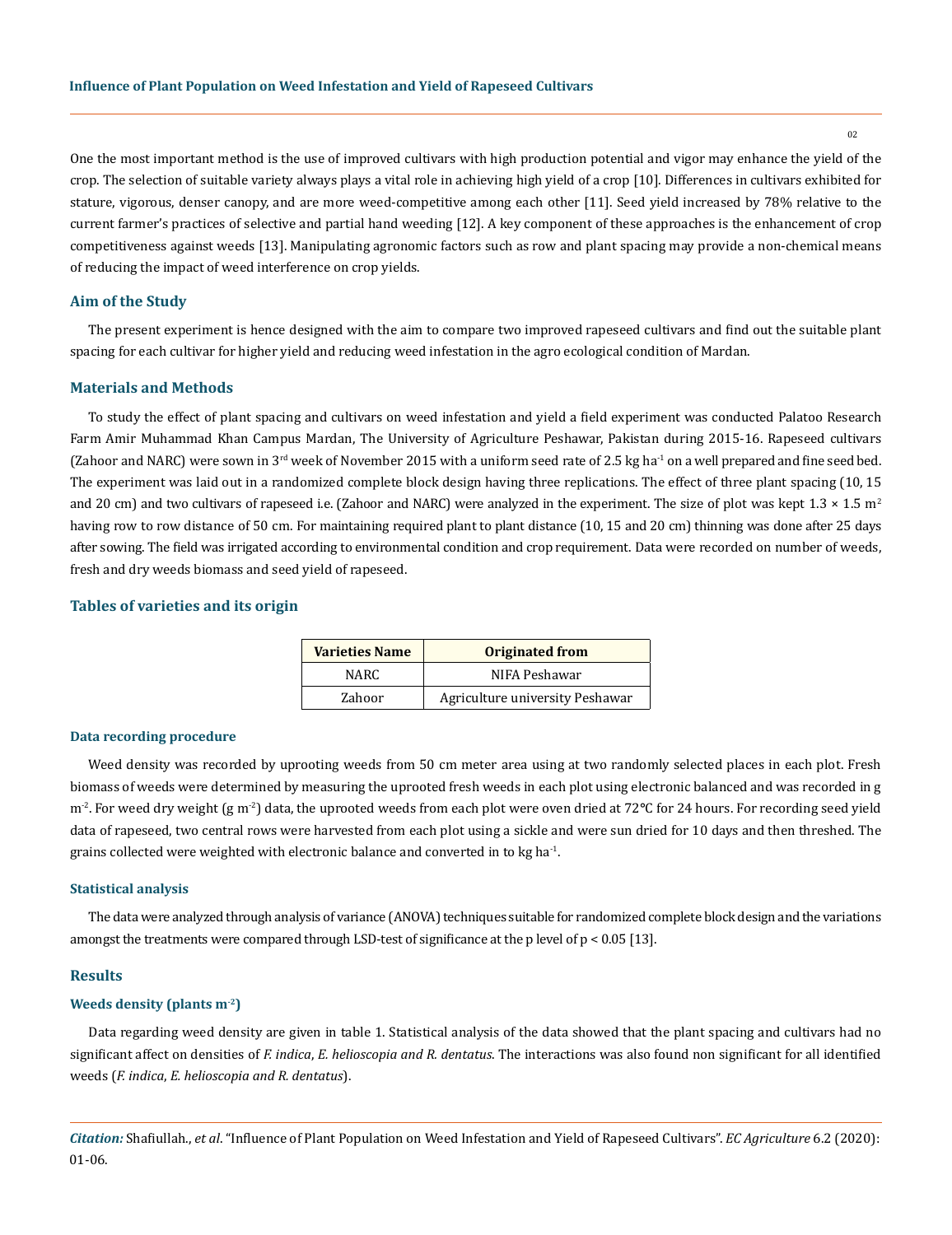One the most important method is the use of improved cultivars with high production potential and vigor may enhance the yield of the crop. The selection of suitable variety always plays a vital role in achieving high yield of a crop [10]. Differences in cultivars exhibited for stature, vigorous, denser canopy, and are more weed-competitive among each other [11]. Seed yield increased by 78% relative to the current farmer's practices of selective and partial hand weeding [12]. A key component of these approaches is the enhancement of crop competitiveness against weeds [13]. Manipulating agronomic factors such as row and plant spacing may provide a non-chemical means of reducing the impact of weed interference on crop yields.

## Aim of the Study

The present experiment is hence designed with the aim to compare two improved rapeseed cultivars and find out the suitable plant spacing for each cultivar for higher yield and reducing weed infestation in the agro ecological condition of Mardan.

## Materials and Methods

To study the effect of plant spacing and cultivars on weed infestation and yield a field experiment was conducted Palatoo Research Farm Amir Muhammad Khan Campus Mardan, The University of Agriculture Peshawar, Pakistan during 2015-16. Rapeseed cultivars (Zahoor and NARC) were sown in 3rd week of November 2015 with a uniform seed rate of 2.5 kg ha$^{-1}$ on a well prepared and fine seed bed. The experiment was laid out in a randomized complete block design having three replications. The effect of three plant spacing (10, 15 and 20 cm) and two cultivars of rapeseed i.e. (Zahoor and NARC) were analyzed in the experiment. The size of plot was kept 1.3 × 1.5 m$^2$ having row to row distance of 50 cm. For maintaining required plant to plant distance (10, 15 and 20 cm) thinning was done after 25 days after sowing. The field was irrigated according to environmental condition and crop requirement. Data were recorded on number of weeds, fresh and dry weeds biomass and seed yield of rapeseed.

## Tables of varieties and its origin

| Varieties Name | Originated from |
| --- | --- |
| NARC | NIFA Peshawar |
| Zahoor | Agriculture university Peshawar |

### Data recording procedure

Weed density was recorded by uprooting weeds from 50 cm meter area using at two randomly selected places in each plot. Fresh biomass of weeds were determined by measuring the uprooted fresh weeds in each plot using electronic balanced and was recorded in g m$^{-2}$. For weed dry weight (g m$^{-2}$) data, the uprooted weeds from each plot were oven dried at 72°C for 24 hours. For recording seed yield data of rapeseed, two central rows were harvested from each plot using a sickle and were sun dried for 10 days and then threshed. The grains collected were weighted with electronic balance and converted in to kg ha$^{-1}$.

### Statistical analysis

The data were analyzed through analysis of variance (ANOVA) techniques suitable for randomized complete block design and the variations amongst the treatments were compared through LSD-test of significance at the p level of $p < 0.05$ [13].

## Results

### Weeds density (plants m$^{-2}$)

Data regarding weed density are given in table 1. Statistical analysis of the data showed that the plant spacing and cultivars had no significant affect on densities of *F. indica*, *E. helioscopia and R. dentatus*. The interactions was also found non significant for all identified weeds (*F. indica*, *E. helioscopia and R. dentatus*).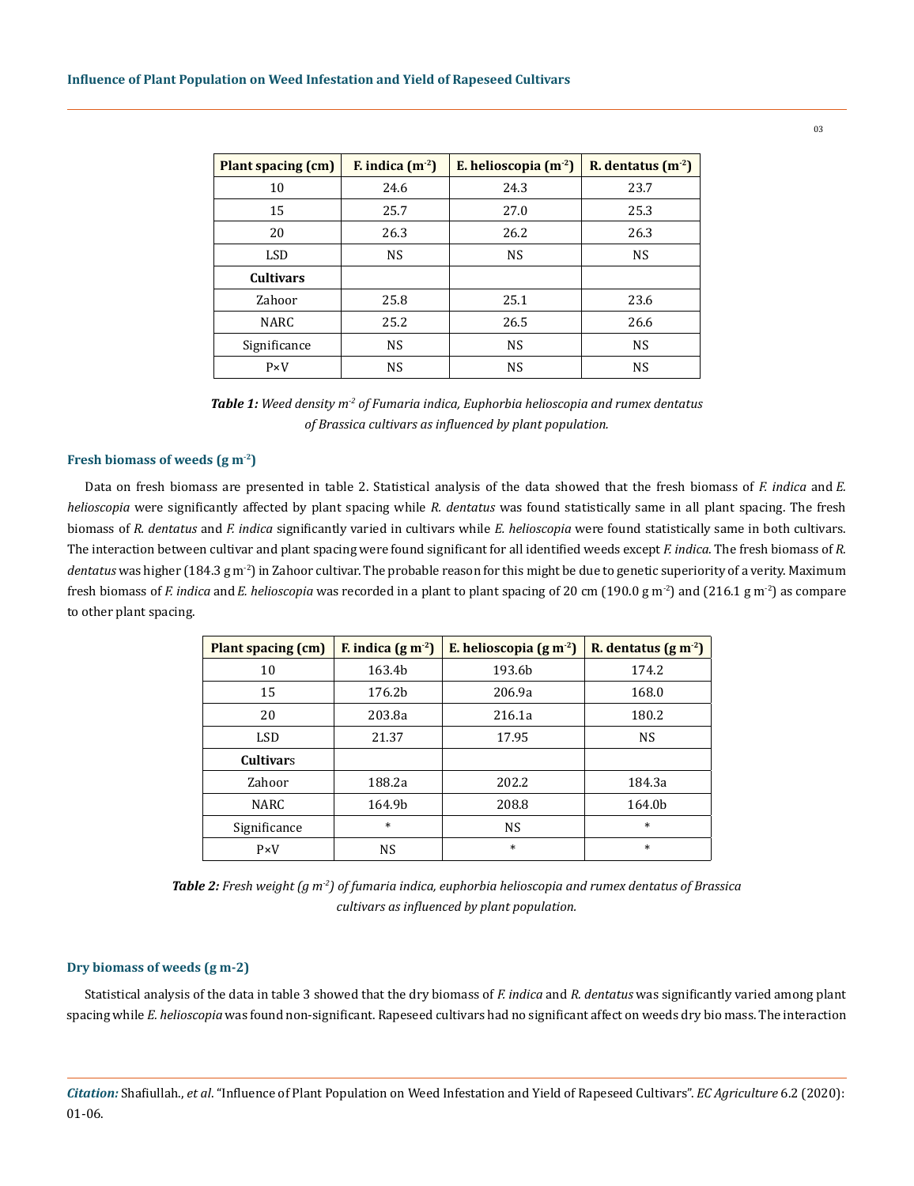| Plant spacing (cm) | F. indica ($m^{-2}$) | E. helioscopia ($m^{-2}$) | R. dentatus ($m^{-2}$) |
|---|---|---|---|
| 10 | 24.6 | 24.3 | 23.7 |
| 15 | 25.7 | 27.0 | 25.3 |
| 20 | 26.3 | 26.2 | 26.3 |
| LSD | NS | NS | NS |
| **Cultivars** | | | |
| Zahoor | 25.8 | 25.1 | 23.6 |
| NARC | 25.2 | 26.5 | 26.6 |
| Significance | NS | NS | NS |
| P×V | NS | NS | NS |

***Table 1:*** *Weed density $m^{-2}$ of Fumaria indica, Euphorbia helioscopia and rumex dentatus of Brassica cultivars as influenced by plant population.*

### Fresh biomass of weeds (g $m^{-2}$)

Data on fresh biomass are presented in table 2. Statistical analysis of the data showed that the fresh biomass of *F. indica* and *E. helioscopia* were significantly affected by plant spacing while *R. dentatus* was found statistically same in all plant spacing. The fresh biomass of *R. dentatus* and *F. indica* significantly varied in cultivars while *E. helioscopia* were found statistically same in both cultivars. The interaction between cultivar and plant spacing were found significant for all identified weeds except *F. indica*. The fresh biomass of *R. dentatus* was higher (184.3 g $m^{-2}$) in Zahoor cultivar. The probable reason for this might be due to genetic superiority of a verity. Maximum fresh biomass of *F. indica* and *E. helioscopia* was recorded in a plant to plant spacing of 20 cm (190.0 g $m^{-2}$) and (216.1 g $m^{-2}$) as compare to other plant spacing.

| Plant spacing (cm) | F. indica (g $m^{-2}$) | E. helioscopia (g $m^{-2}$) | R. dentatus (g $m^{-2}$) |
|---|---|---|---|
| 10 | 163.4b | 193.6b | 174.2 |
| 15 | 176.2b | 206.9a | 168.0 |
| 20 | 203.8a | 216.1a | 180.2 |
| LSD | 21.37 | 17.95 | NS |
| **Cultivar**s | | | |
| Zahoor | 188.2a | 202.2 | 184.3a |
| NARC | 164.9b | 208.8 | 164.0b |
| Significance | * | NS | * |
| P×V | NS | * | * |

***Table 2:*** *Fresh weight (g $m^{-2}$) of fumaria indica, euphorbia helioscopia and rumex dentatus of Brassica cultivars as influenced by plant population.*

### Dry biomass of weeds (g m-2)

Statistical analysis of the data in table 3 showed that the dry biomass of *F. indica* and *R. dentatus* was significantly varied among plant spacing while *E. helioscopia* was found non-significant. Rapeseed cultivars had no significant affect on weeds dry bio mass. The interaction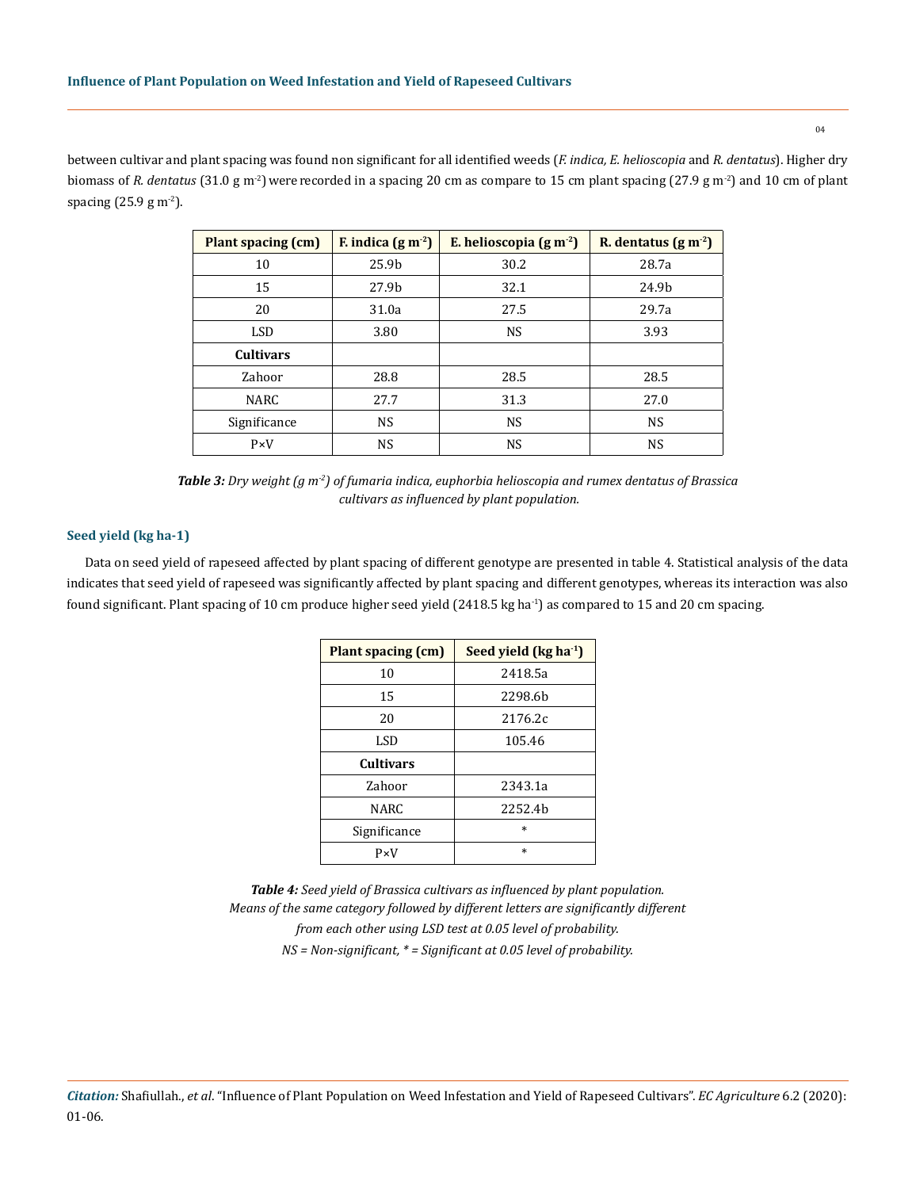between cultivar and plant spacing was found non significant for all identified weeds (*F. indica, E. helioscopia* and *R. dentatus*). Higher dry biomass of *R. dentatus* (31.0 g m$^{-2}$) were recorded in a spacing 20 cm as compare to 15 cm plant spacing (27.9 g m$^{-2}$) and 10 cm of plant spacing (25.9 g m$^{-2}$).

| Plant spacing (cm) | F. indica (g m$^{-2}$) | E. helioscopia (g m$^{-2}$) | R. dentatus (g m$^{-2}$) |
|---|---|---|---|
| 10 | 25.9b | 30.2 | 28.7a |
| 15 | 27.9b | 32.1 | 24.9b |
| 20 | 31.0a | 27.5 | 29.7a |
| LSD | 3.80 | NS | 3.93 |
| **Cultivars** | | | |
| Zahoor | 28.8 | 28.5 | 28.5 |
| NARC | 27.7 | 31.3 | 27.0 |
| Significance | NS | NS | NS |
| P×V | NS | NS | NS |

***Table 3:*** *Dry weight (g m$^{-2}$) of fumaria indica, euphorbia helioscopia and rumex dentatus of Brassica cultivars as influenced by plant population.*

### Seed yield (kg ha-1)

Data on seed yield of rapeseed affected by plant spacing of different genotype are presented in table 4. Statistical analysis of the data indicates that seed yield of rapeseed was significantly affected by plant spacing and different genotypes, whereas its interaction was also found significant. Plant spacing of 10 cm produce higher seed yield (2418.5 kg ha$^{-1}$) as compared to 15 and 20 cm spacing.

| Plant spacing (cm) | Seed yield (kg ha$^{-1}$) |
|---|---|
| 10 | 2418.5a |
| 15 | 2298.6b |
| 20 | 2176.2c |
| LSD | 105.46 |
| **Cultivars** | |
| Zahoor | 2343.1a |
| NARC | 2252.4b |
| Significance | * |
| P×V | * |

***Table 4:*** *Seed yield of Brassica cultivars as influenced by plant population.*
*Means of the same category followed by different letters are significantly different from each other using LSD test at 0.05 level of probability.*
*NS = Non-significant, * = Significant at 0.05 level of probability.*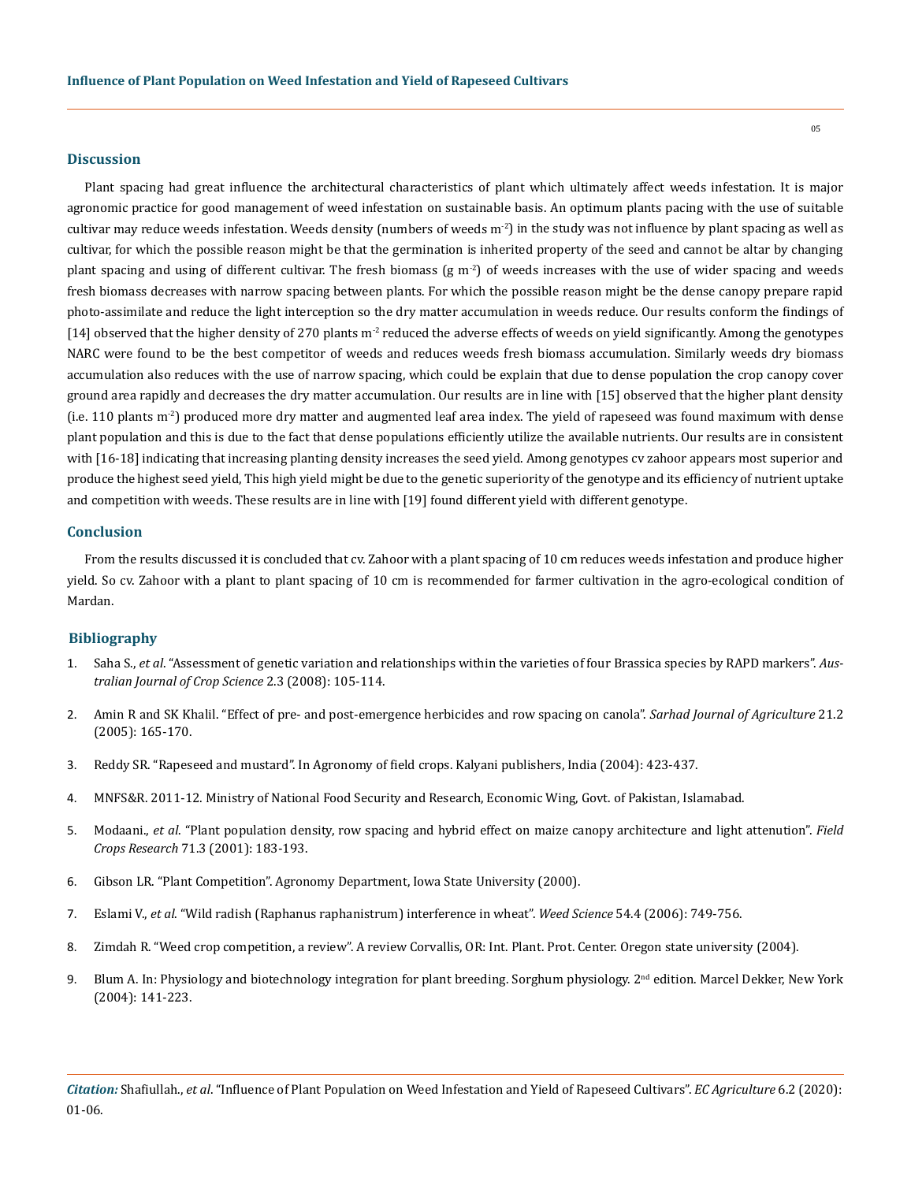## Discussion

Plant spacing had great influence the architectural characteristics of plant which ultimately affect weeds infestation. It is major agronomic practice for good management of weed infestation on sustainable basis. An optimum plants pacing with the use of suitable cultivar may reduce weeds infestation. Weeds density (numbers of weeds $m^{-2}$) in the study was not influence by plant spacing as well as cultivar, for which the possible reason might be that the germination is inherited property of the seed and cannot be altar by changing plant spacing and using of different cultivar. The fresh biomass (g $m^{-2}$) of weeds increases with the use of wider spacing and weeds fresh biomass decreases with narrow spacing between plants. For which the possible reason might be the dense canopy prepare rapid photo-assimilate and reduce the light interception so the dry matter accumulation in weeds reduce. Our results conform the findings of [14] observed that the higher density of 270 plants $m^{-2}$ reduced the adverse effects of weeds on yield significantly. Among the genotypes NARC were found to be the best competitor of weeds and reduces weeds fresh biomass accumulation. Similarly weeds dry biomass accumulation also reduces with the use of narrow spacing, which could be explain that due to dense population the crop canopy cover ground area rapidly and decreases the dry matter accumulation. Our results are in line with [15] observed that the higher plant density (i.e. 110 plants $m^{-2}$) produced more dry matter and augmented leaf area index. The yield of rapeseed was found maximum with dense plant population and this is due to the fact that dense populations efficiently utilize the available nutrients. Our results are in consistent with [16-18] indicating that increasing planting density increases the seed yield. Among genotypes cv zahoor appears most superior and produce the highest seed yield, This high yield might be due to the genetic superiority of the genotype and its efficiency of nutrient uptake and competition with weeds. These results are in line with [19] found different yield with different genotype.

## Conclusion

From the results discussed it is concluded that cv. Zahoor with a plant spacing of 10 cm reduces weeds infestation and produce higher yield. So cv. Zahoor with a plant to plant spacing of 10 cm is recommended for farmer cultivation in the agro-ecological condition of Mardan.

## Bibliography

1. Saha S., *et al*. "Assessment of genetic variation and relationships within the varieties of four Brassica species by RAPD markers". *Australian Journal of Crop Science* 2.3 (2008): 105-114.
2. Amin R and SK Khalil. "Effect of pre- and post-emergence herbicides and row spacing on canola". *Sarhad Journal of Agriculture* 21.2 (2005): 165-170.
3. Reddy SR. "Rapeseed and mustard". In Agronomy of field crops. Kalyani publishers, India (2004): 423-437.
4. MNFS&R. 2011-12. Ministry of National Food Security and Research, Economic Wing, Govt. of Pakistan, Islamabad.
5. Modaani., *et al*. "Plant population density, row spacing and hybrid effect on maize canopy architecture and light attenuation". *Field Crops Research* 71.3 (2001): 183-193.
6. Gibson LR. "Plant Competition". Agronomy Department, Iowa State University (2000).
7. Eslami V., *et al*. "Wild radish (Raphanus raphanistrum) interference in wheat". *Weed Science* 54.4 (2006): 749-756.
8. Zimdah R. "Weed crop competition, a review". A review Corvallis, OR: Int. Plant. Prot. Center. Oregon state university (2004).
9. Blum A. In: Physiology and biotechnology integration for plant breeding. Sorghum physiology. 2nd edition. Marcel Dekker, New York (2004): 141-223.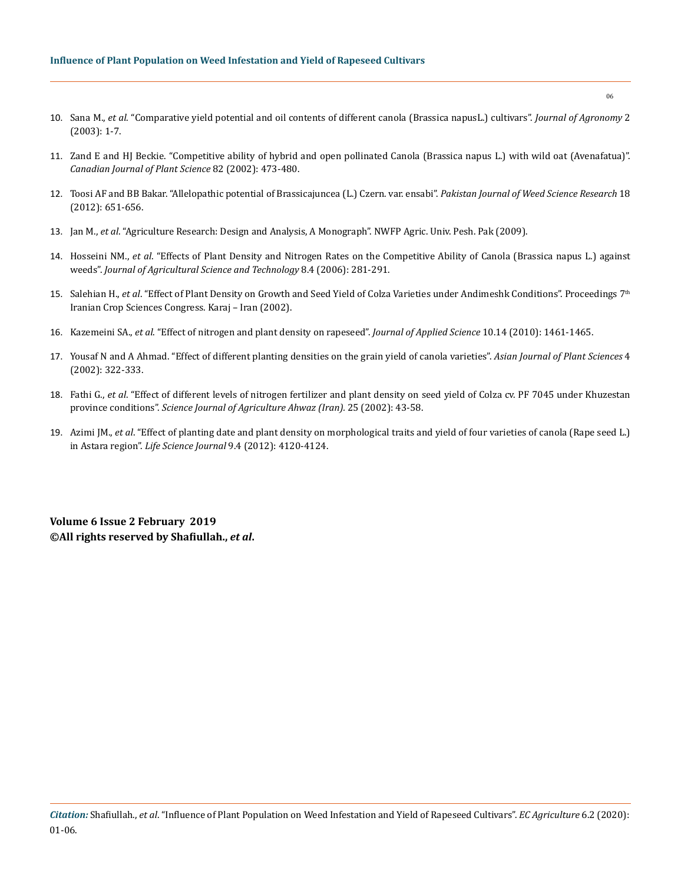10. Sana M., *et al*. "Comparative yield potential and oil contents of different canola (Brassica napusL.) cultivars". *Journal of Agronomy* 2 (2003): 1-7.

11. Zand E and HJ Beckie. "Competitive ability of hybrid and open pollinated Canola (Brassica napus L.) with wild oat (Avenafatua)". *Canadian Journal of Plant Science* 82 (2002): 473-480.

12. Toosi AF and BB Bakar. "Allelopathic potential of Brassicajuncea (L.) Czern. var. ensabi". *Pakistan Journal of Weed Science Research* 18 (2012): 651-656.

13. Jan M., *et al*. "Agriculture Research: Design and Analysis, A Monograph". NWFP Agric. Univ. Pesh. Pak (2009).

14. Hosseini NM., *et al*. "Effects of Plant Density and Nitrogen Rates on the Competitive Ability of Canola (Brassica napus L.) against weeds". *Journal of Agricultural Science and Technology* 8.4 (2006): 281-291.

15. Salehian H., *et al*. "Effect of Plant Density on Growth and Seed Yield of Colza Varieties under Andimeshk Conditions". Proceedings 7th Iranian Crop Sciences Congress. Karaj – Iran (2002).

16. Kazemeini SA., *et al*. "Effect of nitrogen and plant density on rapeseed". *Journal of Applied Science* 10.14 (2010): 1461-1465.

17. Yousaf N and A Ahmad. "Effect of different planting densities on the grain yield of canola varieties". *Asian Journal of Plant Sciences* 4 (2002): 322-333.

18. Fathi G., *et al*. "Effect of different levels of nitrogen fertilizer and plant density on seed yield of Colza cv. PF 7045 under Khuzestan province conditions". *Science Journal of Agriculture Ahwaz (Iran).* 25 (2002): 43-58.

19. Azimi JM., *et al*. "Effect of planting date and plant density on morphological traits and yield of four varieties of canola (Rape seed L.) in Astara region". *Life Science Journal* 9.4 (2012): 4120-4124.

**Volume 6 Issue 2 February 2019**
**©All rights reserved by Shafiullah.,** ***et al*****.**